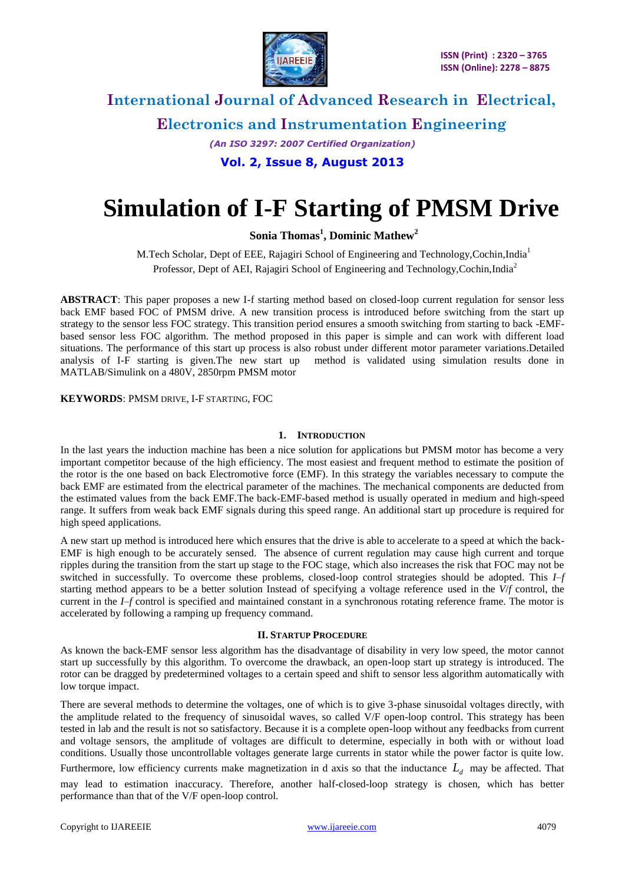# Simulation of I-F Starting of PMSM Drive

**Sonia Thomas[1], Dominic Mathew[2]**

M.Tech Scholar, Dept of EEE, Rajagiri School of Engineering and Technology,Cochin,India[1]

Professor, Dept of AEI, Rajagiri School of Engineering and Technology,Cochin,India[2]

**ABSTRACT**: This paper proposes a new I-f starting method based on closed-loop current regulation for sensor less back EMF based FOC of PMSM drive. A new transition process is introduced before switching from the start up strategy to the sensor less FOC strategy. This transition period ensures a smooth switching from starting to back -EMF-based sensor less FOC algorithm. The method proposed in this paper is simple and can work with different load situations. The performance of this start up process is also robust under different motor parameter variations.Detailed analysis of I-F starting is given.The new start up method is validated using simulation results done in MATLAB/Simulink on a 480V, 2850rpm PMSM motor

**KEYWORDS**: PMSM DRIVE, I-F STARTING, FOC

## 1. INTRODUCTION

In the last years the induction machine has been a nice solution for applications but PMSM motor has become a very important competitor because of the high efficiency. The most easiest and frequent method to estimate the position of the rotor is the one based on back Electromotive force (EMF). In this strategy the variables necessary to compute the back EMF are estimated from the electrical parameter of the machines. The mechanical components are deducted from the estimated values from the back EMF.The back-EMF-based method is usually operated in medium and high-speed range. It suffers from weak back EMF signals during this speed range. An additional start up procedure is required for high speed applications.

A new start up method is introduced here which ensures that the drive is able to accelerate to a speed at which the back-EMF is high enough to be accurately sensed. The absence of current regulation may cause high current and torque ripples during the transition from the start up stage to the FOC stage, which also increases the risk that FOC may not be switched in successfully. To overcome these problems, closed-loop control strategies should be adopted. This *I*–*f* starting method appears to be a better solution Instead of specifying a voltage reference used in the *V*/*f* control, the current in the *I*–*f* control is specified and maintained constant in a synchronous rotating reference frame. The motor is accelerated by following a ramping up frequency command.

## II. STARTUP PROCEDURE

As known the back-EMF sensor less algorithm has the disadvantage of disability in very low speed, the motor cannot start up successfully by this algorithm. To overcome the drawback, an open-loop start up strategy is introduced. The rotor can be dragged by predetermined voltages to a certain speed and shift to sensor less algorithm automatically with low torque impact.

There are several methods to determine the voltages, one of which is to give 3-phase sinusoidal voltages directly, with the amplitude related to the frequency of sinusoidal waves, so called V/F open-loop control. This strategy has been tested in lab and the result is not so satisfactory. Because it is a complete open-loop without any feedbacks from current and voltage sensors, the amplitude of voltages are difficult to determine, especially in both with or without load conditions. Usually those uncontrollable voltages generate large currents in stator while the power factor is quite low. Furthermore, low efficiency currents make magnetization in d axis so that the inductance $L_d$ may be affected. That may lead to estimation inaccuracy. Therefore, another half-closed-loop strategy is chosen, which has better performance than that of the V/F open-loop control.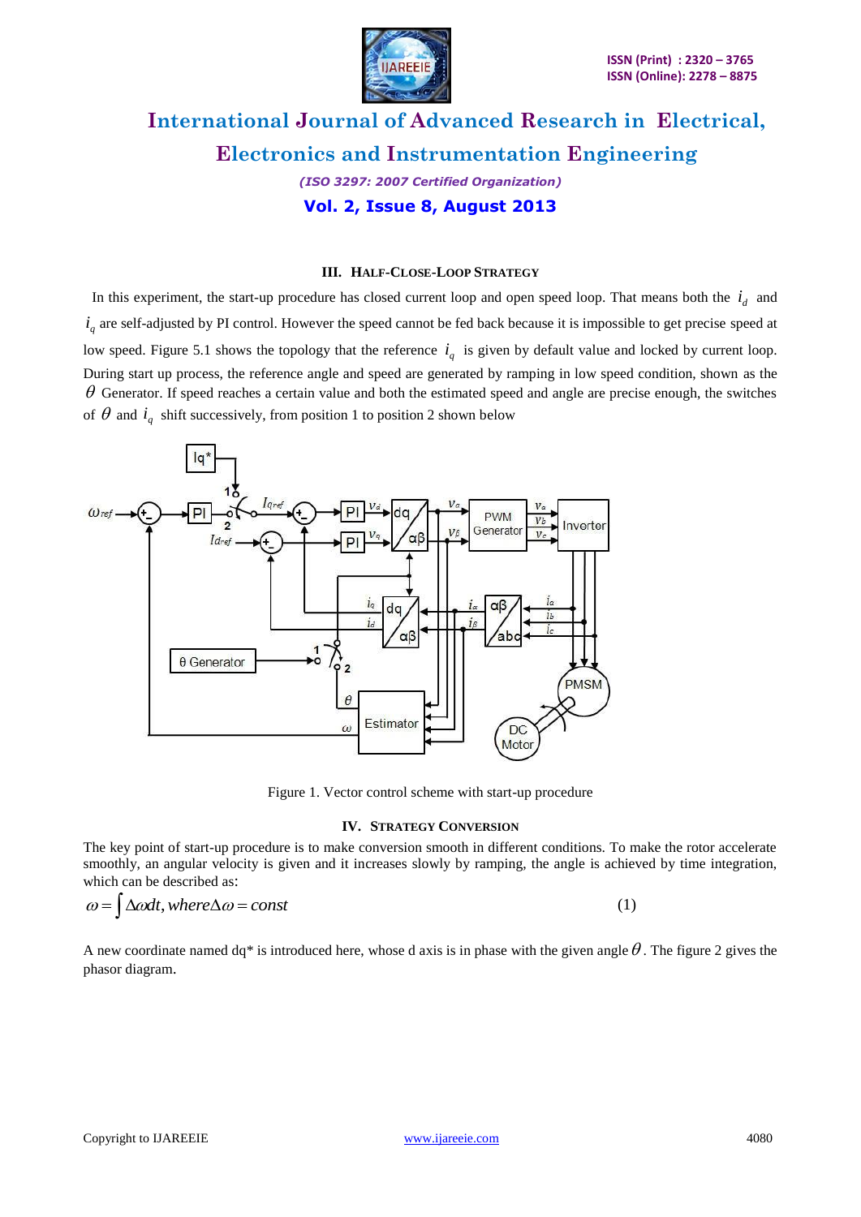### III. HALF-CLOSE-LOOP STRATEGY

In this experiment, the start-up procedure has closed current loop and open speed loop. That means both the $i_d$ and $i_q$ are self-adjusted by PI control. However the speed cannot be fed back because it is impossible to get precise speed at low speed. Figure 5.1 shows the topology that the reference $i_q$ is given by default value and locked by current loop. During start up process, the reference angle and speed are generated by ramping in low speed condition, shown as the $\theta$ Generator. If speed reaches a certain value and both the estimated speed and angle are precise enough, the switches of $\theta$ and $i_q$ shift successively, from position 1 to position 2 shown below

Figure 1. Vector control scheme with start-up procedure

### IV. STRATEGY CONVERSION

The key point of start-up procedure is to make conversion smooth in different conditions. To make the rotor accelerate smoothly, an angular velocity is given and it increases slowly by ramping, the angle is achieved by time integration, which can be described as:

$$\omega = \int \Delta\omega dt, where \Delta\omega = const \qquad (1)$$

A new coordinate named dq* is introduced here, whose d axis is in phase with the given angle $\theta$. The figure 2 gives the phasor diagram.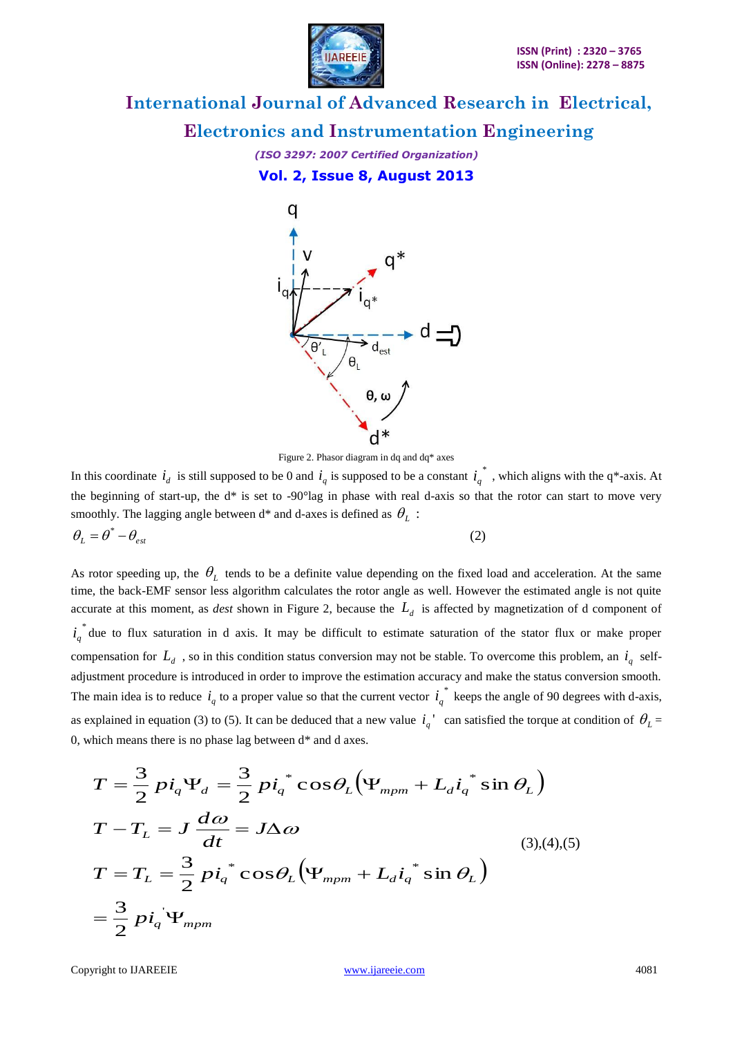Figure 2. Phasor diagram in dq and dq* axes

In this coordinate $i_d$ is still supposed to be 0 and $i_q$ is supposed to be a constant $i_q^*$, which aligns with the q*-axis. At the beginning of start-up, the d* is set to -90°lag in phase with real d-axis so that the rotor can start to move very smoothly. The lagging angle between d* and d-axes is defined as $\theta_L$ :

$$\theta_L = \theta^* - \theta_{est} \tag{2}$$

As rotor speeding up, the $\theta_L$ tends to be a definite value depending on the fixed load and acceleration. At the same time, the back-EMF sensor less algorithm calculates the rotor angle as well. However the estimated angle is not quite accurate at this moment, as *dest* shown in Figure 2, because the $L_d$ is affected by magnetization of d component of $i_q^*$ due to flux saturation in d axis. It may be difficult to estimate saturation of the stator flux or make proper compensation for $L_d$ , so in this condition status conversion may not be stable. To overcome this problem, an $i_q$ self-adjustment procedure is introduced in order to improve the estimation accuracy and make the status conversion smooth. The main idea is to reduce $i_q$ to a proper value so that the current vector $i_q^*$ keeps the angle of 90 degrees with d-axis, as explained in equation (3) to (5). It can be deduced that a new value $i_q'$ can satisfied the torque at condition of $\theta_L$ = 0, which means there is no phase lag between d* and d axes.

$$\begin{aligned}
T &= \frac{3}{2} p i_q \Psi_d = \frac{3}{2} p i_q^* \cos\theta_L \left( \Psi_{mpm} + L_d i_q^* \sin \theta_L \right) \\
T - T_L &= J \frac{d\omega}{dt} = J \Delta \omega \\
T = T_L &= \frac{3}{2} p i_q^* \cos\theta_L \left( \Psi_{mpm} + L_d i_q^* \sin \theta_L \right) \\
&= \frac{3}{2} p i_q' \Psi_{mpm}
\end{aligned} \tag{3),(4),(5}$$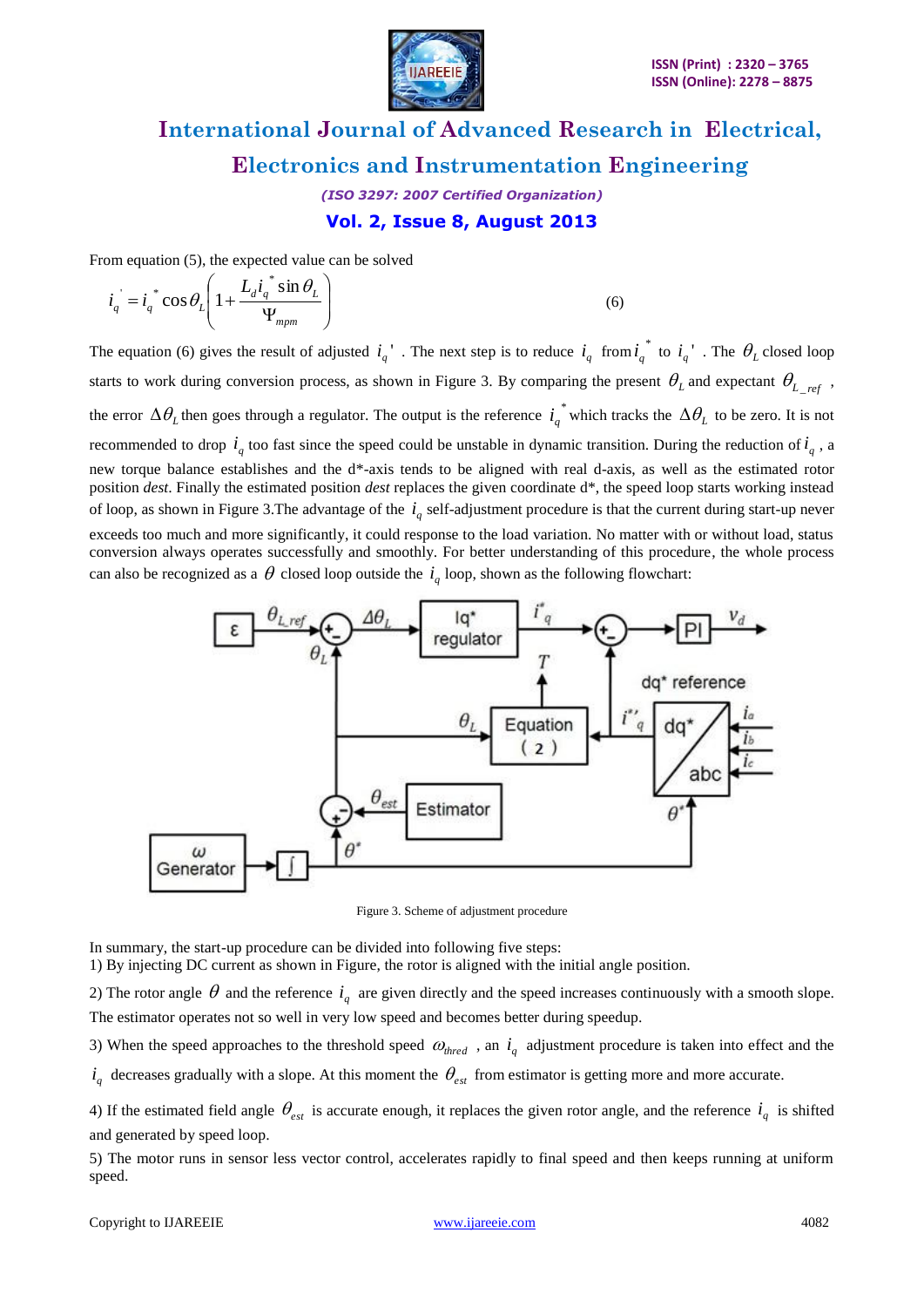From equation (5), the expected value can be solved

$$i_q^{'} = i_q^{*} \cos\theta_L \left( 1 + \frac{L_d i_q^{*} \sin\theta_L}{\Psi_{mpm}} \right) \tag{6}$$

The equation (6) gives the result of adjusted $i_q'$ . The next step is to reduce $i_q$ from $i_q^*$ to $i_q'$ . The $\theta_L$ closed loop starts to work during conversion process, as shown in Figure 3. By comparing the present $\theta_L$ and expectant $\theta_{L\_ref}$ , the error $\Delta\theta_L$ then goes through a regulator. The output is the reference $i_q^*$ which tracks the $\Delta\theta_L$ to be zero. It is not recommended to drop $i_q$ too fast since the speed could be unstable in dynamic transition. During the reduction of $i_q$ , a new torque balance establishes and the d\*-axis tends to be aligned with real d-axis, as well as the estimated rotor position *dest*. Finally the estimated position *dest* replaces the given coordinate d\*, the speed loop starts working instead of loop, as shown in Figure 3.The advantage of the $i_q$ self-adjustment procedure is that the current during start-up never exceeds too much and more significantly, it could response to the load variation. No matter with or without load, status conversion always operates successfully and smoothly. For better understanding of this procedure, the whole process can also be recognized as a $\theta$ closed loop outside the $i_q$ loop, shown as the following flowchart:

Figure 3. Scheme of adjustment procedure

In summary, the start-up procedure can be divided into following five steps:

1) By injecting DC current as shown in Figure, the rotor is aligned with the initial angle position.

2) The rotor angle $\theta$ and the reference $i_q$ are given directly and the speed increases continuously with a smooth slope. The estimator operates not so well in very low speed and becomes better during speedup.

3) When the speed approaches to the threshold speed $\omega_{thred}$ , an $i_q$ adjustment procedure is taken into effect and the $i_q$ decreases gradually with a slope. At this moment the $\theta_{est}$ from estimator is getting more and more accurate.

4) If the estimated field angle $\theta_{est}$ is accurate enough, it replaces the given rotor angle, and the reference $i_q$ is shifted and generated by speed loop.

5) The motor runs in sensor less vector control, accelerates rapidly to final speed and then keeps running at uniform speed.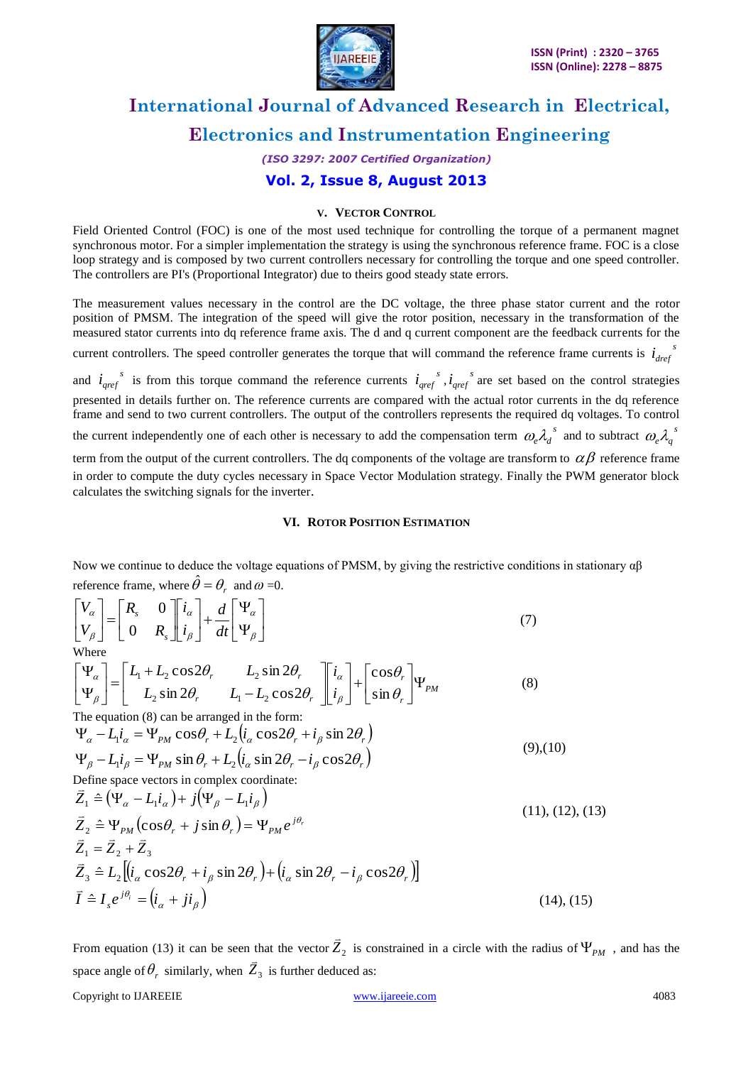## V. VECTOR CONTROL

Field Oriented Control (FOC) is one of the most used technique for controlling the torque of a permanent magnet synchronous motor. For a simpler implementation the strategy is using the synchronous reference frame. FOC is a close loop strategy and is composed by two current controllers necessary for controlling the torque and one speed controller. The controllers are PI's (Proportional Integrator) due to theirs good steady state errors.

The measurement values necessary in the control are the DC voltage, the three phase stator current and the rotor position of PMSM. The integration of the speed will give the rotor position, necessary in the transformation of the measured stator currents into dq reference frame axis. The d and q current component are the feedback currents for the current controllers. The speed controller generates the torque that will command the reference frame currents is $i_{dref}{}^{s}$ and $i_{qref}{}^{s}$ is from this torque command the reference currents $i_{qref}{}^{s}, i_{qref}{}^{s}$ are set based on the control strategies presented in details further on. The reference currents are compared with the actual rotor currents in the dq reference frame and send to two current controllers. The output of the controllers represents the required dq voltages. To control the current independently one of each other is necessary to add the compensation term $\omega_e \lambda_d{}^{s}$ and to subtract $\omega_e \lambda_q{}^{s}$ term from the output of the current controllers. The dq components of the voltage are transform to $\alpha\beta$ reference frame in order to compute the duty cycles necessary in Space Vector Modulation strategy. Finally the PWM generator block calculates the switching signals for the inverter.

## VI. ROTOR POSITION ESTIMATION

Now we continue to deduce the voltage equations of PMSM, by giving the restrictive conditions in stationary αβ reference frame, where $\hat{\theta} = \theta_r$ and $\omega$ =0.

$$\begin{bmatrix} V_\alpha \\ V_\beta \end{bmatrix} = \begin{bmatrix} R_s & 0 \\ 0 & R_s \end{bmatrix} \begin{bmatrix} i_\alpha \\ i_\beta \end{bmatrix} + \frac{d}{dt} \begin{bmatrix} \Psi_\alpha \\ \Psi_\beta \end{bmatrix} \tag{7}$$

Where

$$\begin{bmatrix} \Psi_\alpha \\ \Psi_\beta \end{bmatrix} = \begin{bmatrix} L_1 + L_2 \cos 2\theta_r & L_2 \sin 2\theta_r \\ L_2 \sin 2\theta_r & L_1 - L_2 \cos 2\theta_r \end{bmatrix} \begin{bmatrix} i_\alpha \\ i_\beta \end{bmatrix} + \begin{bmatrix} \cos\theta_r \\ \sin\theta_r \end{bmatrix} \Psi_{PM} \tag{8}$$

The equation (8) can be arranged in the form:

$$\begin{aligned} \Psi_\alpha - L_1 i_\alpha &= \Psi_{PM} \cos\theta_r + L_2 \left( i_\alpha \cos 2\theta_r + i_\beta \sin 2\theta_r \right) \\ \Psi_\beta - L_1 i_\beta &= \Psi_{PM} \sin\theta_r + L_2 \left( i_\alpha \sin 2\theta_r - i_\beta \cos 2\theta_r \right) \end{aligned} \tag{9),(10}$$

Define space vectors in complex coordinate:

$$\begin{aligned} \vec{Z}_1 &\triangleq \left( \Psi_\alpha - L_1 i_\alpha \right) + j \left( \Psi_\beta - L_1 i_\beta \right) \\ \vec{Z}_2 &\triangleq \Psi_{PM} \left( \cos\theta_r + j \sin\theta_r \right) = \Psi_{PM} e^{j\theta_r} \\ \vec{Z}_1 &= \vec{Z}_2 + \vec{Z}_3 \end{aligned} \tag{11), (12), (13}$$

$$\vec{Z}_3 \triangleq L_2 \left[ \left( i_\alpha \cos 2\theta_r + i_\beta \sin 2\theta_r \right) + \left( i_\alpha \sin 2\theta_r - i_\beta \cos 2\theta_r \right) \right]$$

$$\vec{I} \triangleq I_s e^{j\theta_i} = \left( i_\alpha + j i_\beta \right) \tag{14), (15}$$

From equation (13) it can be seen that the vector $\vec{Z}_2$ is constrained in a circle with the radius of $\Psi_{PM}$ , and has the space angle of $\theta_r$ similarly, when $\vec{Z}_3$ is further deduced as: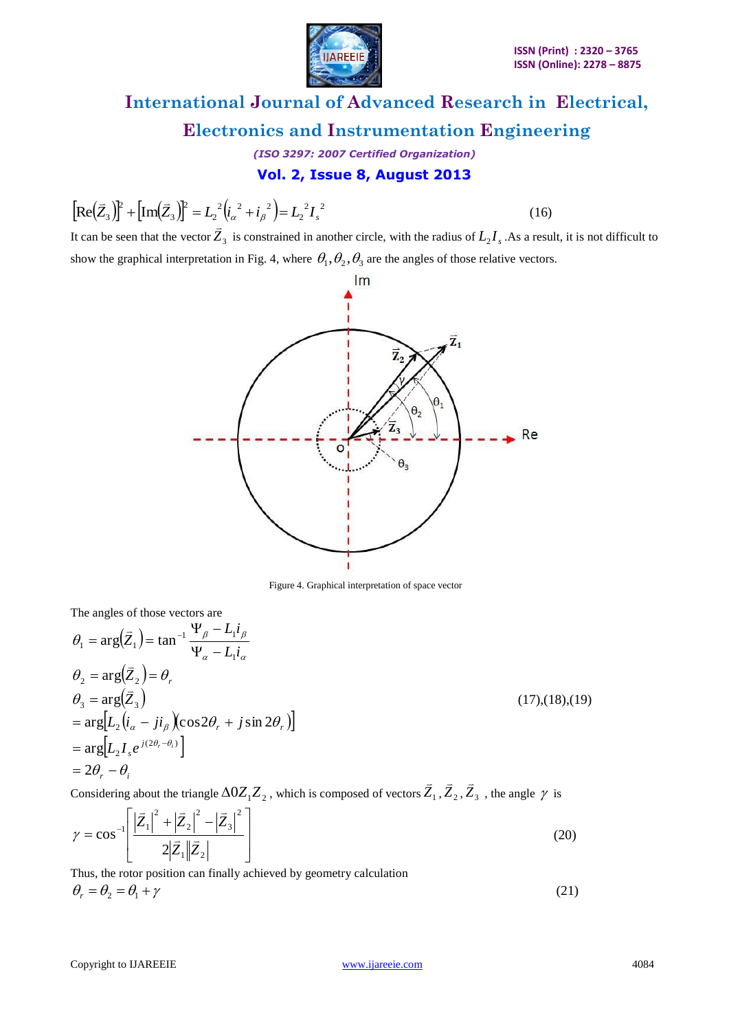$$\left[\mathrm{Re}\left(\vec{Z}_3\right)\right]^2 + \left[\mathrm{Im}\left(\vec{Z}_3\right)\right]^2 = L_2^{\ 2}\left(i_\alpha^{\ 2} + i_\beta^{\ 2}\right) = L_2^{\ 2} I_s^{\ 2} \qquad (16)$$

It can be seen that the vector $\vec{Z}_3$ is constrained in another circle, with the radius of $L_2 I_s$ .As a result, it is not difficult to show the graphical interpretation in Fig. 4, where $\theta_1, \theta_2, \theta_3$ are the angles of those relative vectors.

Figure 4. Graphical interpretation of space vector

The angles of those vectors are

$$\theta_1 = \arg\left(\vec{Z}_1\right) = \tan^{-1}\frac{\Psi_\beta - L_1 i_\beta}{\Psi_\alpha - L_1 i_\alpha}$$

$$\theta_2 = \arg\left(\vec{Z}_2\right) = \theta_r$$

$$\begin{aligned}\theta_3 &= \arg\left(\vec{Z}_3\right) \\ &= \arg\left[L_2\left(i_\alpha - j i_\beta\right)\left(\cos 2\theta_r + j \sin 2\theta_r\right)\right] \\ &= \arg\left[L_2 I_s e^{j(2\theta_r - \theta_i)}\right] \\ &= 2\theta_r - \theta_i\end{aligned} \qquad (17),(18),(19)$$

Considering about the triangle $\Delta 0 Z_1 Z_2$ , which is composed of vectors $\vec{Z}_1, \vec{Z}_2, \vec{Z}_3$ , the angle $\gamma$ is

$$\gamma = \cos^{-1}\left[\frac{\left|\vec{Z}_1\right|^2 + \left|\vec{Z}_2\right|^2 - \left|\vec{Z}_3\right|^2}{2\left|\vec{Z}_1\right|\left|\vec{Z}_2\right|}\right] \qquad (20)$$

Thus, the rotor position can finally achieved by geometry calculation

$$\theta_r = \theta_2 = \theta_1 + \gamma \qquad (21)$$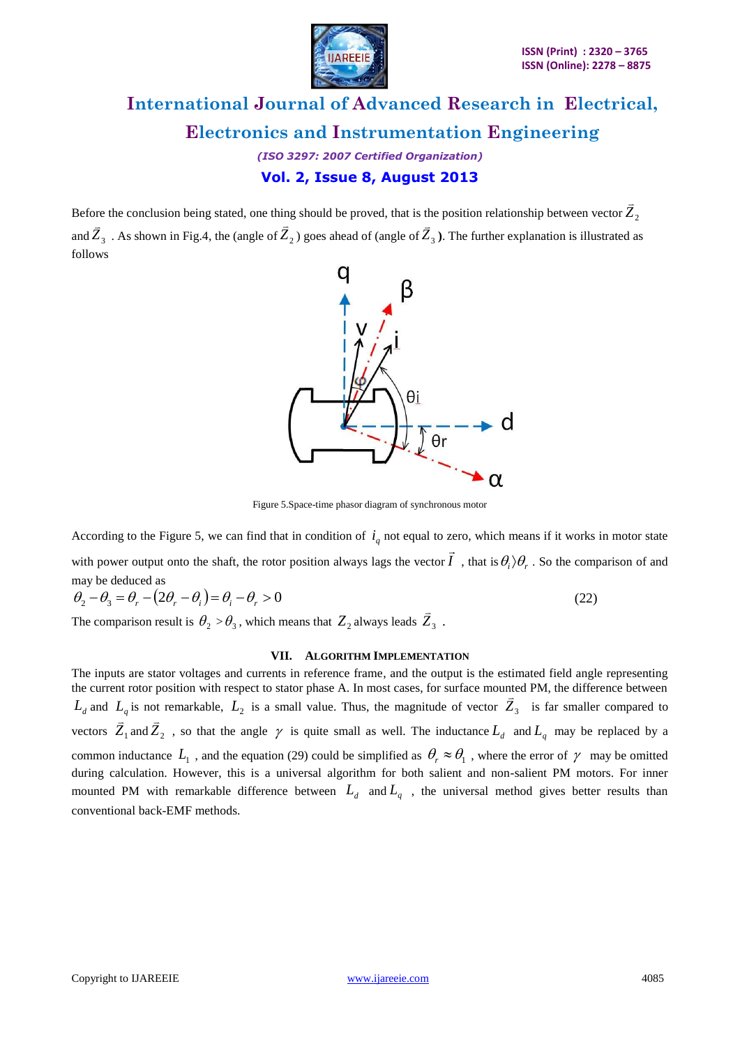Before the conclusion being stated, one thing should be proved, that is the position relationship between vector $\vec{Z}_2$ and $\vec{Z}_3$ . As shown in Fig.4, the (angle of $\vec{Z}_2$) goes ahead of (angle of $\vec{Z}_3$). The further explanation is illustrated as follows

Figure 5.Space-time phasor diagram of synchronous motor

According to the Figure 5, we can find that in condition of $i_q$ not equal to zero, which means if it works in motor state with power output onto the shaft, the rotor position always lags the vector $\vec{I}$ , that is $\theta_i \rangle \theta_r$ . So the comparison of and may be deduced as

$$\theta_2 - \theta_3 = \theta_r - (2\theta_r - \theta_i) = \theta_i - \theta_r > 0 \tag{22}$$

The comparison result is $\theta_2 > \theta_3$, which means that $Z_2$ always leads $\vec{Z}_3$ .

## VII. Algorithm Implementation

The inputs are stator voltages and currents in reference frame, and the output is the estimated field angle representing the current rotor position with respect to stator phase A. In most cases, for surface mounted PM, the difference between $L_d$ and $L_q$ is not remarkable, $L_2$ is a small value. Thus, the magnitude of vector $\vec{Z}_3$ is far smaller compared to vectors $\vec{Z}_1$ and $\vec{Z}_2$ , so that the angle $\gamma$ is quite small as well. The inductance $L_d$ and $L_q$ may be replaced by a common inductance $L_1$ , and the equation (29) could be simplified as $\theta_r \approx \theta_1$ , where the error of $\gamma$ may be omitted during calculation. However, this is a universal algorithm for both salient and non-salient PM motors. For inner mounted PM with remarkable difference between $L_d$ and $L_q$ , the universal method gives better results than conventional back-EMF methods.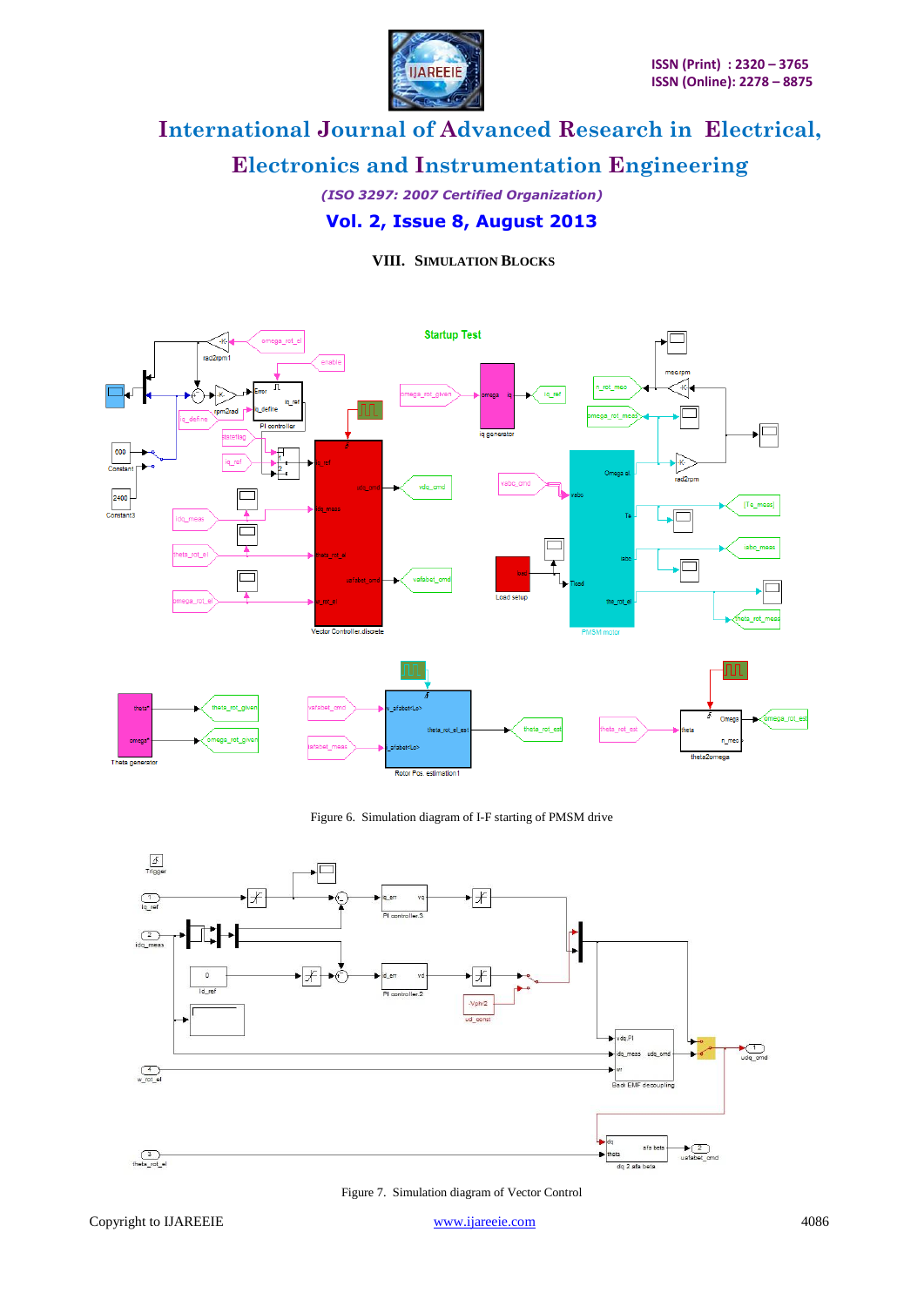## VIII. SIMULATION BLOCKS

Figure 6. Simulation diagram of I-F starting of PMSM drive

Figure 7. Simulation diagram of Vector Control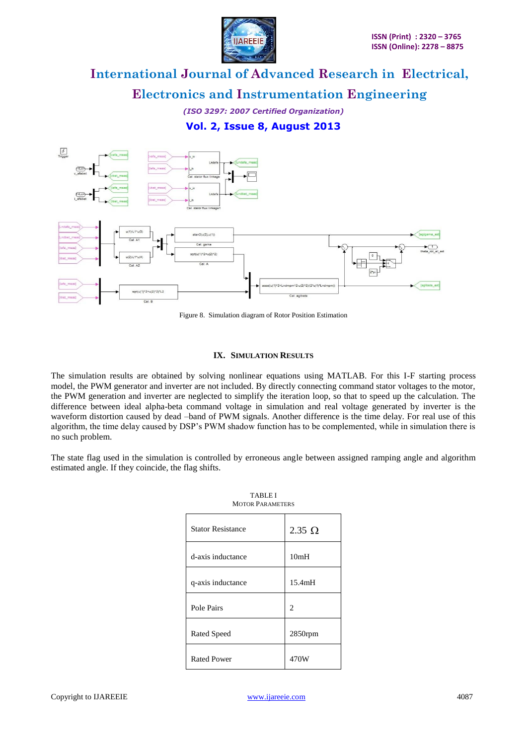Figure 8.  Simulation diagram of Rotor Position Estimation

## IX. Simulation Results

The simulation results are obtained by solving nonlinear equations using MATLAB. For this I-F starting process model, the PWM generator and inverter are not included. By directly connecting command stator voltages to the motor, the PWM generation and inverter are neglected to simplify the iteration loop, so that to speed up the calculation. The difference between ideal alpha-beta command voltage in simulation and real voltage generated by inverter is the waveform distortion caused by dead –band of PWM signals. Another difference is the time delay. For real use of this algorithm, the time delay caused by DSP's PWM shadow function has to be complemented, while in simulation there is no such problem.

The state flag used in the simulation is controlled by erroneous angle between assigned ramping angle and algorithm estimated angle. If they coincide, the flag shifts.

TABLE I
MOTOR PARAMETERS

| Parameter | Value |
|---|---|
| Stator Resistance | 2.35 Ω |
| d-axis inductance | 10mH |
| q-axis inductance | 15.4mH |
| Pole Pairs | 2 |
| Rated Speed | 2850rpm |
| Rated Power | 470W |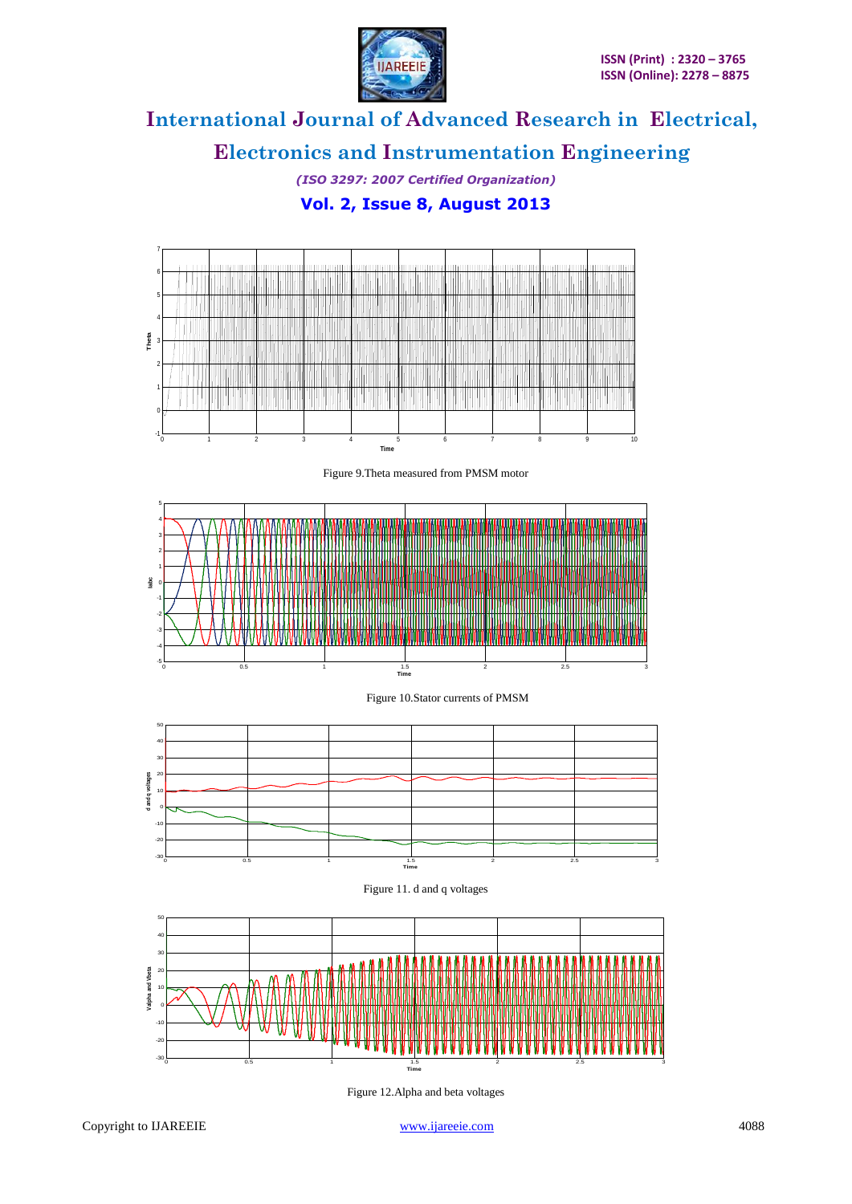Figure 9.Theta measured from PMSM motor

Figure 10.Stator currents of PMSM

Figure 11. d and q voltages

Figure 12.Alpha and beta voltages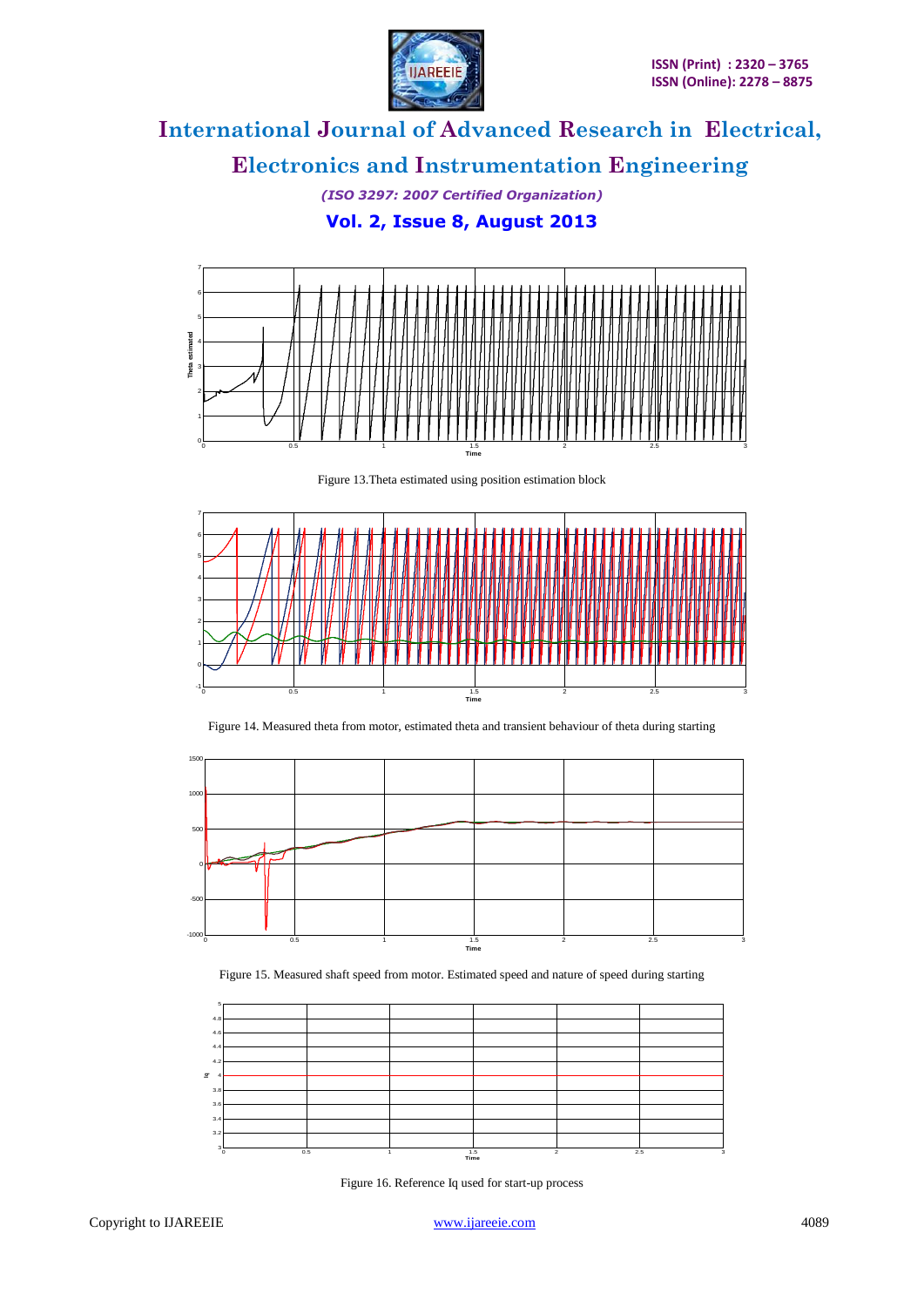Figure 13.Theta estimated using position estimation block

Figure 14. Measured theta from motor, estimated theta and transient behaviour of theta during starting

Figure 15. Measured shaft speed from motor. Estimated speed and nature of speed during starting

Figure 16. Reference Iq used for start-up process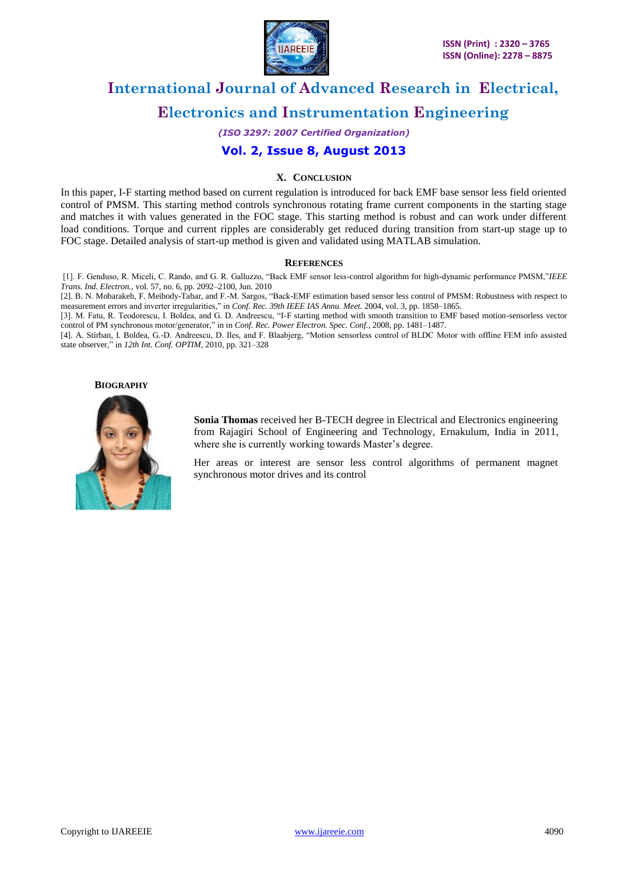## X. CONCLUSION

In this paper, I-F starting method based on current regulation is introduced for back EMF base sensor less field oriented control of PMSM. This starting method controls synchronous rotating frame current components in the starting stage and matches it with values generated in the FOC stage. This starting method is robust and can work under different load conditions. Torque and current ripples are considerably get reduced during transition from start-up stage up to FOC stage. Detailed analysis of start-up method is given and validated using MATLAB simulation.

## REFERENCES

[1]. F. Genduso, R. Miceli, C. Rando, and G. R. Galluzzo, "Back EMF sensor less-control algorithm for high-dynamic performance PMSM," *IEEE Trans. Ind. Electron.*, vol. 57, no. 6, pp. 2092–2100, Jun. 2010

[2]. B. N. Mobarakeh, F. Meibody-Tabar, and F.-M. Sargos, "Back-EMF estimation based sensor less control of PMSM: Robustness with respect to measurement errors and inverter irregularities," in *Conf. Rec. 39th IEEE IAS Annu. Meet.* 2004, vol. 3, pp. 1858–1865.

[3]. M. Fatu, R. Teodorescu, I. Boldea, and G. D. Andreescu, "I-F starting method with smooth transition to EMF based motion-sensorless vector control of PM synchronous motor/generator," in in *Conf. Rec. Power Electron. Spec. Conf.*, 2008, pp. 1481–1487.

[4]. A. Stirban, I. Boldea, G.-D. Andreescu, D. Iles, and F. Blaabjerg, "Motion sensorless control of BLDC Motor with offline FEM info assisted state observer," in *12th Int. Conf. OPTIM*, 2010, pp. 321–328

## BIOGRAPHY

**Sonia Thomas** received her B-TECH degree in Electrical and Electronics engineering from Rajagiri School of Engineering and Technology, Ernakulum, India in 2011, where she is currently working towards Master's degree.

Her areas or interest are sensor less control algorithms of permanent magnet synchronous motor drives and its control